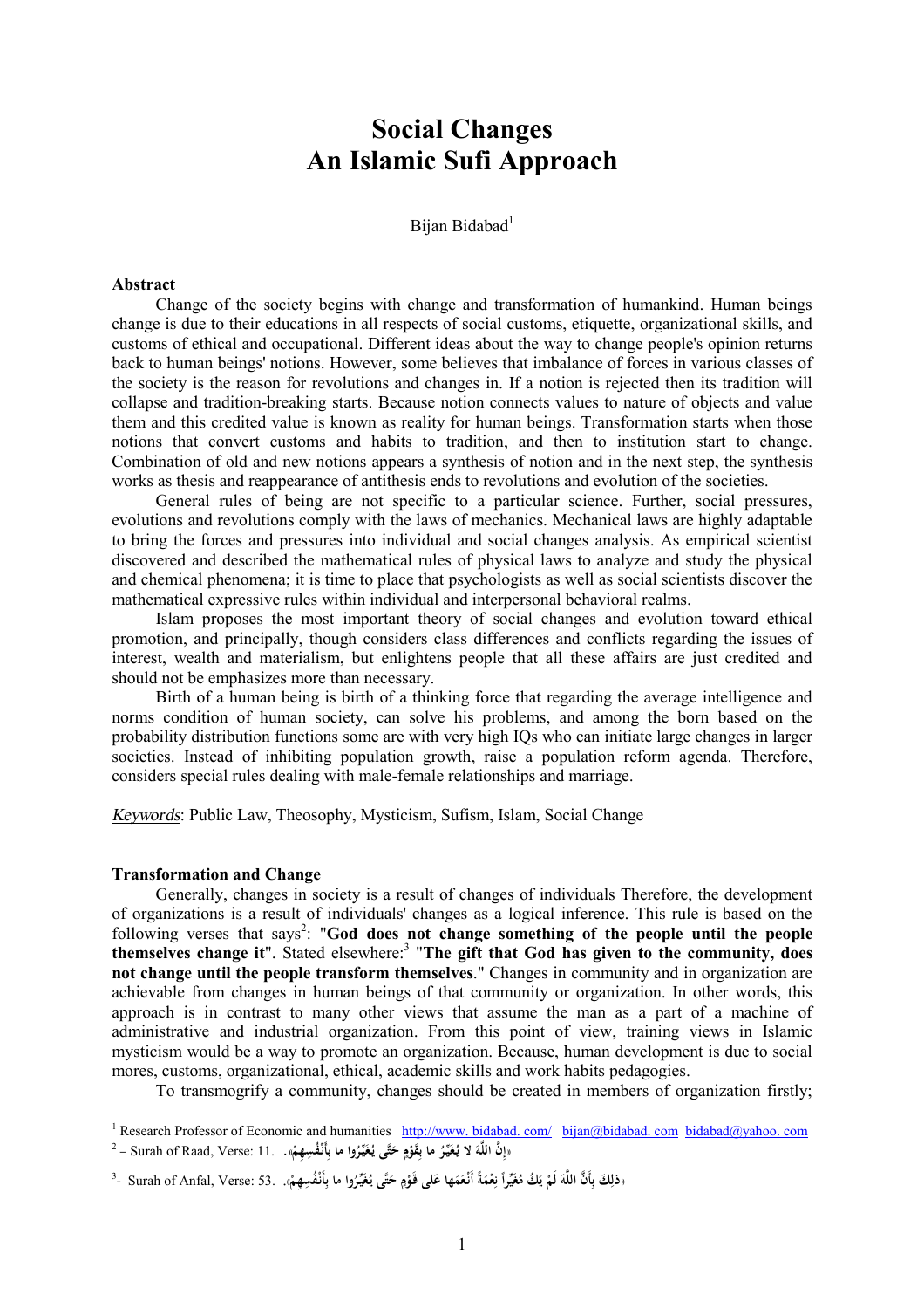# Social Changes
# An Islamic Sufi Approach

Bijan Bidabad[1]

**Abstract**

Change of the society begins with change and transformation of humankind. Human beings change is due to their educations in all respects of social customs, etiquette, organizational skills, and customs of ethical and occupational. Different ideas about the way to change people's opinion returns back to human beings' notions. However, some believes that imbalance of forces in various classes of the society is the reason for revolutions and changes in. If a notion is rejected then its tradition will collapse and tradition-breaking starts. Because notion connects values to nature of objects and value them and this credited value is known as reality for human beings. Transformation starts when those notions that convert customs and habits to tradition, and then to institution start to change. Combination of old and new notions appears a synthesis of notion and in the next step, the synthesis works as thesis and reappearance of antithesis ends to revolutions and evolution of the societies.

General rules of being are not specific to a particular science. Further, social pressures, evolutions and revolutions comply with the laws of mechanics. Mechanical laws are highly adaptable to bring the forces and pressures into individual and social changes analysis. As empirical scientist discovered and described the mathematical rules of physical laws to analyze and study the physical and chemical phenomena; it is time to place that psychologists as well as social scientists discover the mathematical expressive rules within individual and interpersonal behavioral realms.

Islam proposes the most important theory of social changes and evolution toward ethical promotion, and principally, though considers class differences and conflicts regarding the issues of interest, wealth and materialism, but enlightens people that all these affairs are just credited and should not be emphasizes more than necessary.

Birth of a human being is birth of a thinking force that regarding the average intelligence and norms condition of human society, can solve his problems, and among the born based on the probability distribution functions some are with very high IQs who can initiate large changes in larger societies. Instead of inhibiting population growth, raise a population reform agenda. Therefore, considers special rules dealing with male-female relationships and marriage.

*Keywords*: Public Law, Theosophy, Mysticism, Sufism, Islam, Social Change

**Transformation and Change**

Generally, changes in society is a result of changes of individuals Therefore, the development of organizations is a result of individuals' changes as a logical inference. This rule is based on the following verses that says[2]: "**God does not change something of the people until the people themselves change it**". Stated elsewhere:[3] "**The gift that God has given to the community, does not change until the people transform themselves**." Changes in community and in organization are achievable from changes in human beings of that community or organization. In other words, this approach is in contrast to many other views that assume the man as a part of a machine of administrative and industrial organization. From this point of view, training views in Islamic mysticism would be a way to promote an organization. Because, human development is due to social mores, customs, organizational, ethical, academic skills and work habits pedagogies.

To transmogrify a community, changes should be created in members of organization firstly;

---

[1] Research Professor of Economic and humanities http://www. bidabad. com/ bijan@bidabad. com bidabad@yahoo. com

[2] – Surah of Raad, Verse: 11. «إِنَّ اللَّهَ لا يُغَيِّرُ ما بِقَوْمٍ حَتَّى يُغَيِّرُوا ما بِأَنْفُسِهِمْ».

[3] - Surah of Anfal, Verse: 53. «ذلِكَ بِأَنَّ اللَّهَ لَمْ يَكُ مُغَيِّراً نِعْمَةً أَنْعَمَها عَلى قَوْمٍ حَتَّى يُغَيِّرُوا ما بِأَنْفُسِهِمْ».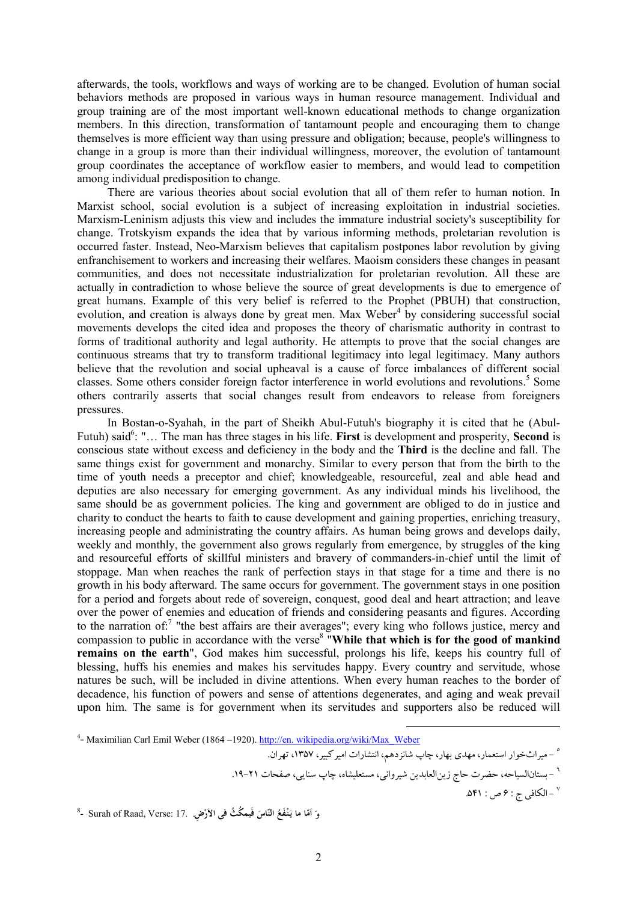afterwards, the tools, workflows and ways of working are to be changed. Evolution of human social behaviors methods are proposed in various ways in human resource management. Individual and group training are of the most important well-known educational methods to change organization members. In this direction, transformation of tantamount people and encouraging them to change themselves is more efficient way than using pressure and obligation; because, people's willingness to change in a group is more than their individual willingness, moreover, the evolution of tantamount group coordinates the acceptance of workflow easier to members, and would lead to competition among individual predisposition to change.

There are various theories about social evolution that all of them refer to human notion. In Marxist school, social evolution is a subject of increasing exploitation in industrial societies. Marxism-Leninism adjusts this view and includes the immature industrial society's susceptibility for change. Trotskyism expands the idea that by various informing methods, proletarian revolution is occurred faster. Instead, Neo-Marxism believes that capitalism postpones labor revolution by giving enfranchisement to workers and increasing their welfares. Maoism considers these changes in peasant communities, and does not necessitate industrialization for proletarian revolution. All these are actually in contradiction to whose believe the source of great developments is due to emergence of great humans. Example of this very belief is referred to the Prophet (PBUH) that construction, evolution, and creation is always done by great men. Max Weber[4] by considering successful social movements develops the cited idea and proposes the theory of charismatic authority in contrast to forms of traditional authority and legal authority. He attempts to prove that the social changes are continuous streams that try to transform traditional legitimacy into legal legitimacy. Many authors believe that the revolution and social upheaval is a cause of force imbalances of different social classes. Some others consider foreign factor interference in world evolutions and revolutions.[5] Some others contrarily asserts that social changes result from endeavors to release from foreigners pressures.

In Bostan-o-Syahah, in the part of Sheikh Abul-Futuh's biography it is cited that he (Abul-Futuh) said[6]: "… The man has three stages in his life. **First** is development and prosperity, **Second** is conscious state without excess and deficiency in the body and the **Third** is the decline and fall. The same things exist for government and monarchy. Similar to every person that from the birth to the time of youth needs a preceptor and chief; knowledgeable, resourceful, zeal and able head and deputies are also necessary for emerging government. As any individual minds his livelihood, the same should be as government policies. The king and government are obliged to do in justice and charity to conduct the hearts to faith to cause development and gaining properties, enriching treasury, increasing people and administrating the country affairs. As human being grows and develops daily, weekly and monthly, the government also grows regularly from emergence, by struggles of the king and resourceful efforts of skillful ministers and bravery of commanders-in-chief until the limit of stoppage. Man when reaches the rank of perfection stays in that stage for a time and there is no growth in his body afterward. The same occurs for government. The government stays in one position for a period and forgets about rede of sovereign, conquest, good deal and heart attraction; and leave over the power of enemies and education of friends and considering peasants and figures. According to the narration of:[7] "the best affairs are their averages"; every king who follows justice, mercy and compassion to public in accordance with the verse[8] "**While that which is for the good of mankind remains on the earth**", God makes him successful, prolongs his life, keeps his country full of blessing, huffs his enemies and makes his servitudes happy. Every country and servitude, whose natures be such, will be included in divine attentions. When every human reaches to the border of decadence, his function of powers and sense of attentions degenerates, and aging and weak prevail upon him. The same is for government when its servitudes and supporters also be reduced will

---

[4]- Maximilian Carl Emil Weber (1864 –1920). http://en. wikipedia.org/wiki/Max_Weber

[5] – میراث‌خوار استعمار، مهدی بهار، چاپ شانزدهم، انتشارات امیرکبیر، ۱۳۵۷، تهران.

[6] – بستان‌السیاحه، حضرت حاج زین‌العابدین شیروانی، مستعلیشاه، چاپ سنایی، صفحات ۲۱-۱۹.

[7] – الکافی ج : ۶ ص : ۵۴۱.

[8]- Surah of Raad, Verse: 17. وَ اَمّا ما يَنْفَعُ النّاسَ فَيمكُثُ فى الاَرْضِ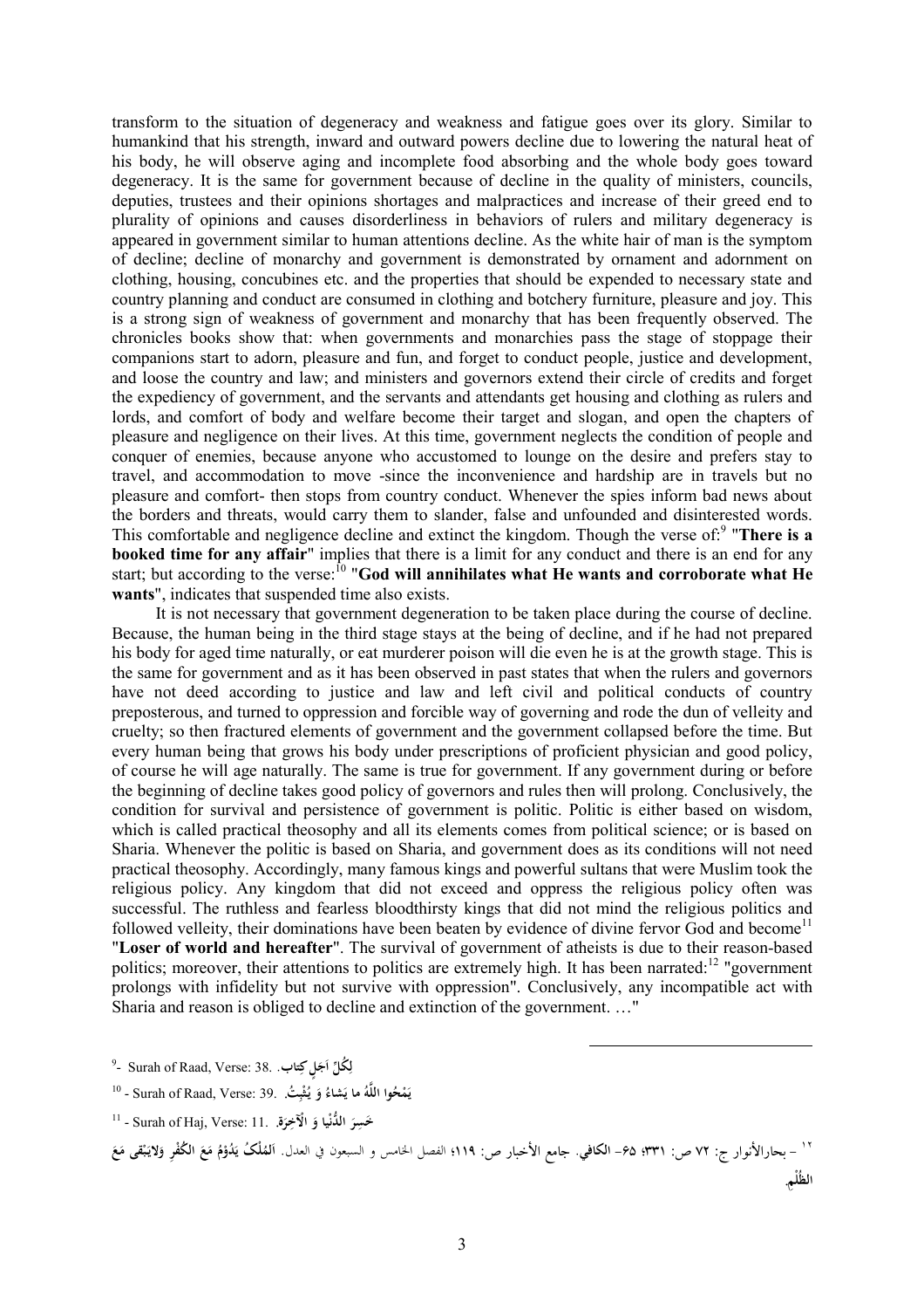transform to the situation of degeneracy and weakness and fatigue goes over its glory. Similar to humankind that his strength, inward and outward powers decline due to lowering the natural heat of his body, he will observe aging and incomplete food absorbing and the whole body goes toward degeneracy. It is the same for government because of decline in the quality of ministers, councils, deputies, trustees and their opinions shortages and malpractices and increase of their greed end to plurality of opinions and causes disorderliness in behaviors of rulers and military degeneracy is appeared in government similar to human attentions decline. As the white hair of man is the symptom of decline; decline of monarchy and government is demonstrated by ornament and adornment on clothing, housing, concubines etc. and the properties that should be expended to necessary state and country planning and conduct are consumed in clothing and botchery furniture, pleasure and joy. This is a strong sign of weakness of government and monarchy that has been frequently observed. The chronicles books show that: when governments and monarchies pass the stage of stoppage their companions start to adorn, pleasure and fun, and forget to conduct people, justice and development, and loose the country and law; and ministers and governors extend their circle of credits and forget the expediency of government, and the servants and attendants get housing and clothing as rulers and lords, and comfort of body and welfare become their target and slogan, and open the chapters of pleasure and negligence on their lives. At this time, government neglects the condition of people and conquer of enemies, because anyone who accustomed to lounge on the desire and prefers stay to travel, and accommodation to move -since the inconvenience and hardship are in travels but no pleasure and comfort- then stops from country conduct. Whenever the spies inform bad news about the borders and threats, would carry them to slander, false and unfounded and disinterested words. This comfortable and negligence decline and extinct the kingdom. Though the verse of:[9] "**There is a booked time for any affair**" implies that there is a limit for any conduct and there is an end for any start; but according to the verse:[10] "**God will annihilates what He wants and corroborate what He wants**", indicates that suspended time also exists.

It is not necessary that government degeneration to be taken place during the course of decline. Because, the human being in the third stage stays at the being of decline, and if he had not prepared his body for aged time naturally, or eat murderer poison will die even he is at the growth stage. This is the same for government and as it has been observed in past states that when the rulers and governors have not deed according to justice and law and left civil and political conducts of country preposterous, and turned to oppression and forcible way of governing and rode the dun of velleity and cruelty; so then fractured elements of government and the government collapsed before the time. But every human being that grows his body under prescriptions of proficient physician and good policy, of course he will age naturally. The same is true for government. If any government during or before the beginning of decline takes good policy of governors and rules then will prolong. Conclusively, the condition for survival and persistence of government is politic. Politic is either based on wisdom, which is called practical theosophy and all its elements comes from political science; or is based on Sharia. Whenever the politic is based on Sharia, and government does as its conditions will not need practical theosophy. Accordingly, many famous kings and powerful sultans that were Muslim took the religious policy. Any kingdom that did not exceed and oppress the religious policy often was successful. The ruthless and fearless bloodthirsty kings that did not mind the religious politics and followed velleity, their dominations have been beaten by evidence of divine fervor God and become[11] "**Loser of world and hereafter**". The survival of government of atheists is due to their reason-based politics; moreover, their attentions to politics are extremely high. It has been narrated:[12] "government prolongs with infidelity but not survive with oppression". Conclusively, any incompatible act with Sharia and reason is obliged to decline and extinction of the government. …"

---

[9]- Surah of Raad, Verse: 38. **لِكُلِّ اَجَلٍ كِتاب**.

[10] - Surah of Raad, Verse: 39. **يَمْحُوا اللّهُ ما يَشاءُ وَ يُثْبِتُ**.

[11] - Surah of Haj, Verse: 11. **خَسِرَ الدُّنْيا وَ الْآخِرَة**.

[12] – بحارالأنوار ج: ۷۲ ص: ۳۳۱؛ ۶۵- **الكافي**. جامع الأخبار ص: ۱۱۹؛ الفصل الخامس و السبعون في العدل. **اَلمُلْكُ يَدُوْمُ مَعَ الكُفْرِ وَلايَبْقى مَعَ الظُلْمِ**.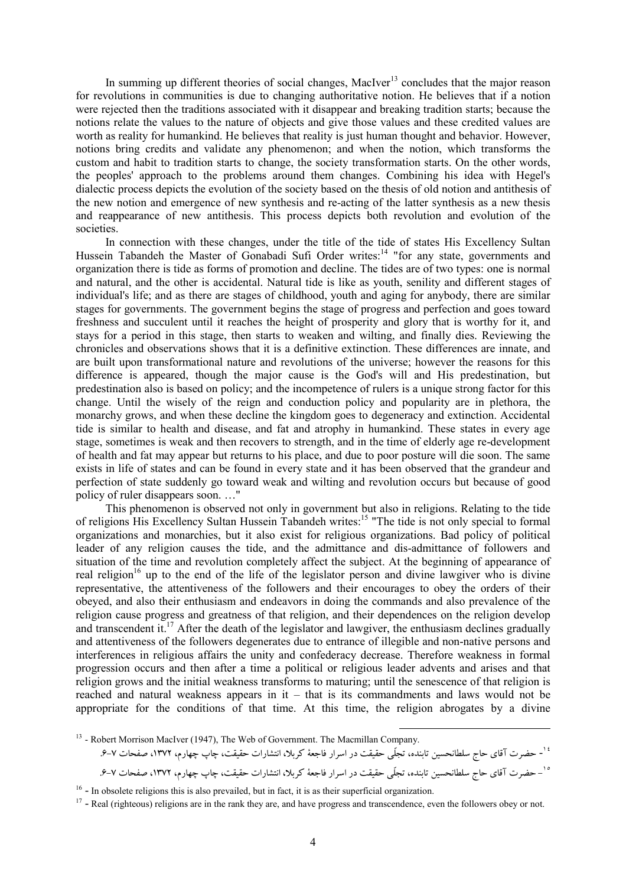In summing up different theories of social changes, MacIver[13] concludes that the major reason for revolutions in communities is due to changing authoritative notion. He believes that if a notion were rejected then the traditions associated with it disappear and breaking tradition starts; because the notions relate the values to the nature of objects and give those values and these credited values are worth as reality for humankind. He believes that reality is just human thought and behavior. However, notions bring credits and validate any phenomenon; and when the notion, which transforms the custom and habit to tradition starts to change, the society transformation starts. On the other words, the peoples' approach to the problems around them changes. Combining his idea with Hegel's dialectic process depicts the evolution of the society based on the thesis of old notion and antithesis of the new notion and emergence of new synthesis and re-acting of the latter synthesis as a new thesis and reappearance of new antithesis. This process depicts both revolution and evolution of the societies.

In connection with these changes, under the title of the tide of states His Excellency Sultan Hussein Tabandeh the Master of Gonabadi Sufi Order writes:[14] "for any state, governments and organization there is tide as forms of promotion and decline. The tides are of two types: one is normal and natural, and the other is accidental. Natural tide is like as youth, senility and different stages of individual's life; and as there are stages of childhood, youth and aging for anybody, there are similar stages for governments. The government begins the stage of progress and perfection and goes toward freshness and succulent until it reaches the height of prosperity and glory that is worthy for it, and stays for a period in this stage, then starts to weaken and wilting, and finally dies. Reviewing the chronicles and observations shows that it is a definitive extinction. These differences are innate, and are built upon transformational nature and revolutions of the universe; however the reasons for this difference is appeared, though the major cause is the God's will and His predestination, but predestination also is based on policy; and the incompetence of rulers is a unique strong factor for this change. Until the wisely of the reign and conduction policy and popularity are in plethora, the monarchy grows, and when these decline the kingdom goes to degeneracy and extinction. Accidental tide is similar to health and disease, and fat and atrophy in humankind. These states in every age stage, sometimes is weak and then recovers to strength, and in the time of elderly age re-development of health and fat may appear but returns to his place, and due to poor posture will die soon. The same exists in life of states and can be found in every state and it has been observed that the grandeur and perfection of state suddenly go toward weak and wilting and revolution occurs but because of good policy of ruler disappears soon. …"

This phenomenon is observed not only in government but also in religions. Relating to the tide of religions His Excellency Sultan Hussein Tabandeh writes:[15] "The tide is not only special to formal organizations and monarchies, but it also exist for religious organizations. Bad policy of political leader of any religion causes the tide, and the admittance and dis-admittance of followers and situation of the time and revolution completely affect the subject. At the beginning of appearance of real religion[16] up to the end of the life of the legislator person and divine lawgiver who is divine representative, the attentiveness of the followers and their encourages to obey the orders of their obeyed, and also their enthusiasm and endeavors in doing the commands and also prevalence of the religion cause progress and greatness of that religion, and their dependences on the religion develop and transcendent it.[17] After the death of the legislator and lawgiver, the enthusiasm declines gradually and attentiveness of the followers degenerates due to entrance of illegible and non-native persons and interferences in religious affairs the unity and confederacy decrease. Therefore weakness in formal progression occurs and then after a time a political or religious leader advents and arises and that religion grows and the initial weakness transforms to maturing; until the senescence of that religion is reached and natural weakness appears in it – that is its commandments and laws would not be appropriate for the conditions of that time. At this time, the religion abrogates by a divine

---

[13] - Robert Morrison MacIver (1947), The Web of Government. The Macmillan Company.

[14] - حضرت آقای حاج سلطانحسین تابنده، تجلّی حقیقت در اسرار فاجعهٔ کربلا، انتشارات حقیقت، چاپ چهارم، ۱۳۷۲، صفحات ۷-۶.

[15] - حضرت آقای حاج سلطانحسین تابنده، تجلّی حقیقت در اسرار فاجعهٔ کربلا، انتشارات حقیقت، چاپ چهارم، ۱۳۷۲، صفحات ۷-۶.

[16] - In obsolete religions this is also prevailed, but in fact, it is as their superficial organization.

[17] - Real (righteous) religions are in the rank they are, and have progress and transcendence, even the followers obey or not.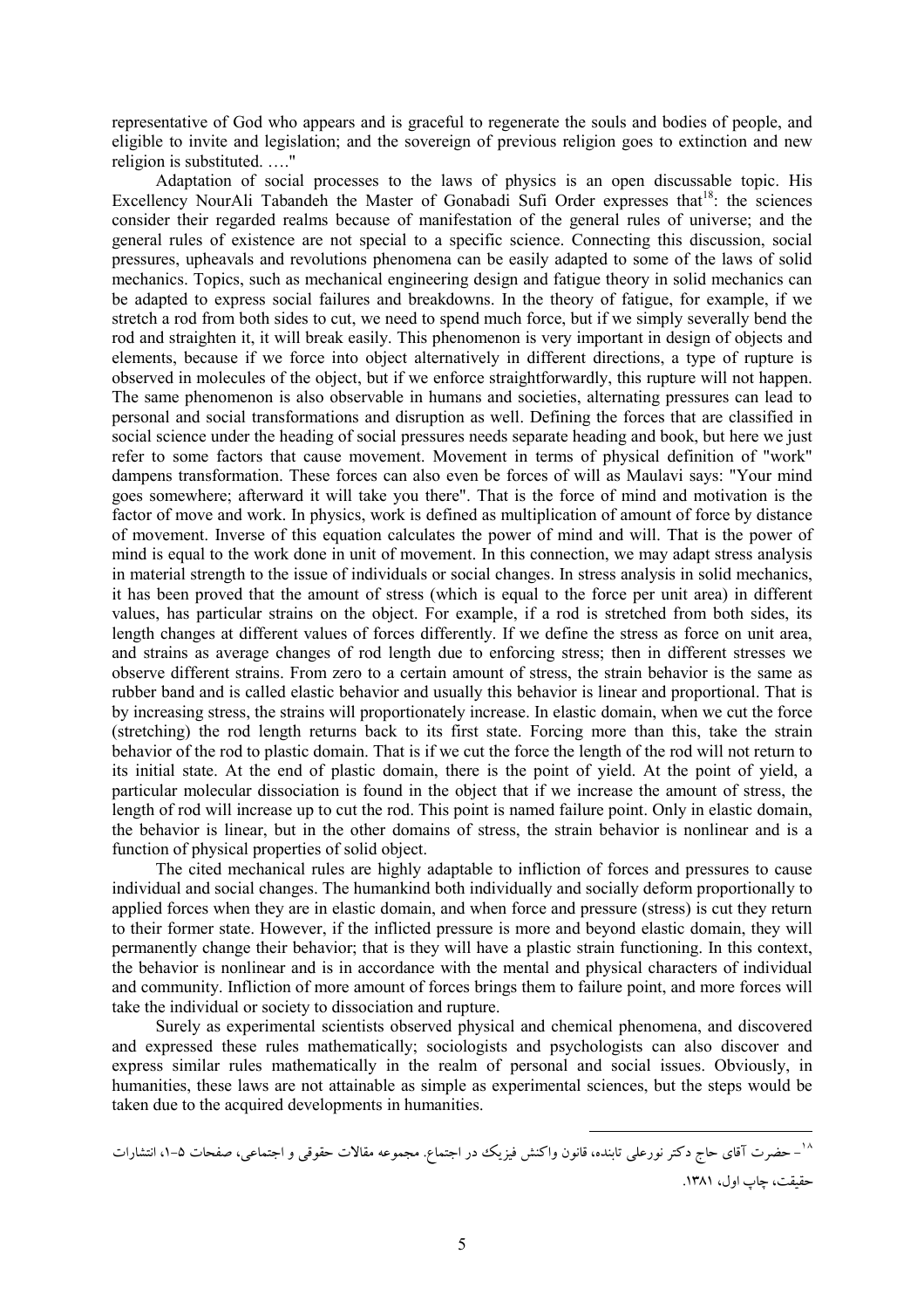representative of God who appears and is graceful to regenerate the souls and bodies of people, and eligible to invite and legislation; and the sovereign of previous religion goes to extinction and new religion is substituted. …."

Adaptation of social processes to the laws of physics is an open discussable topic. His Excellency NourAli Tabandeh the Master of Gonabadi Sufi Order expresses that[18]: the sciences consider their regarded realms because of manifestation of the general rules of universe; and the general rules of existence are not special to a specific science. Connecting this discussion, social pressures, upheavals and revolutions phenomena can be easily adapted to some of the laws of solid mechanics. Topics, such as mechanical engineering design and fatigue theory in solid mechanics can be adapted to express social failures and breakdowns. In the theory of fatigue, for example, if we stretch a rod from both sides to cut, we need to spend much force, but if we simply severally bend the rod and straighten it, it will break easily. This phenomenon is very important in design of objects and elements, because if we force into object alternatively in different directions, a type of rupture is observed in molecules of the object, but if we enforce straightforwardly, this rupture will not happen. The same phenomenon is also observable in humans and societies, alternating pressures can lead to personal and social transformations and disruption as well. Defining the forces that are classified in social science under the heading of social pressures needs separate heading and book, but here we just refer to some factors that cause movement. Movement in terms of physical definition of "work" dampens transformation. These forces can also even be forces of will as Maulavi says: "Your mind goes somewhere; afterward it will take you there". That is the force of mind and motivation is the factor of move and work. In physics, work is defined as multiplication of amount of force by distance of movement. Inverse of this equation calculates the power of mind and will. That is the power of mind is equal to the work done in unit of movement. In this connection, we may adapt stress analysis in material strength to the issue of individuals or social changes. In stress analysis in solid mechanics, it has been proved that the amount of stress (which is equal to the force per unit area) in different values, has particular strains on the object. For example, if a rod is stretched from both sides, its length changes at different values of forces differently. If we define the stress as force on unit area, and strains as average changes of rod length due to enforcing stress; then in different stresses we observe different strains. From zero to a certain amount of stress, the strain behavior is the same as rubber band and is called elastic behavior and usually this behavior is linear and proportional. That is by increasing stress, the strains will proportionately increase. In elastic domain, when we cut the force (stretching) the rod length returns back to its first state. Forcing more than this, take the strain behavior of the rod to plastic domain. That is if we cut the force the length of the rod will not return to its initial state. At the end of plastic domain, there is the point of yield. At the point of yield, a particular molecular dissociation is found in the object that if we increase the amount of stress, the length of rod will increase up to cut the rod. This point is named failure point. Only in elastic domain, the behavior is linear, but in the other domains of stress, the strain behavior is nonlinear and is a function of physical properties of solid object.

The cited mechanical rules are highly adaptable to infliction of forces and pressures to cause individual and social changes. The humankind both individually and socially deform proportionally to applied forces when they are in elastic domain, and when force and pressure (stress) is cut they return to their former state. However, if the inflicted pressure is more and beyond elastic domain, they will permanently change their behavior; that is they will have a plastic strain functioning. In this context, the behavior is nonlinear and is in accordance with the mental and physical characters of individual and community. Infliction of more amount of forces brings them to failure point, and more forces will take the individual or society to dissociation and rupture.

Surely as experimental scientists observed physical and chemical phenomena, and discovered and expressed these rules mathematically; sociologists and psychologists can also discover and express similar rules mathematically in the realm of personal and social issues. Obviously, in humanities, these laws are not attainable as simple as experimental sciences, but the steps would be taken due to the acquired developments in humanities.

---

[۱۸] - حضرت آقای حاج دکتر نورعلی تابنده، قانون واکنش فیزیک در اجتماع. مجموعه مقالات حقوقی و اجتماعی، صفحات ۵-۱، انتشارات حقیقت، چاپ اول، ۱۳۸۱.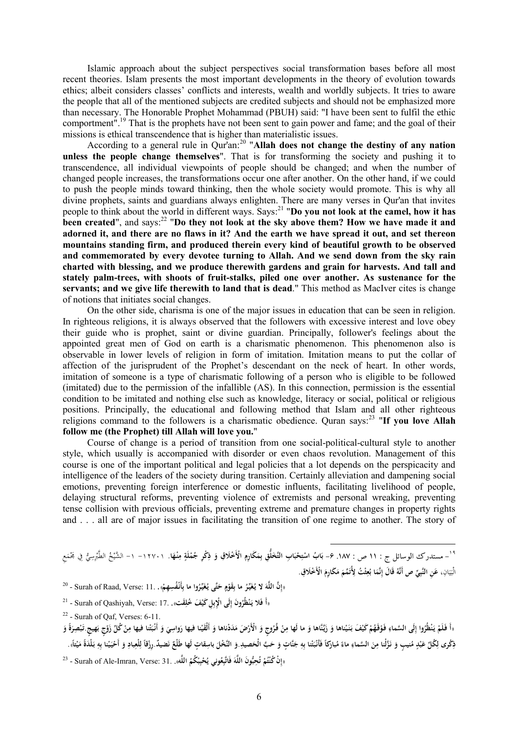Islamic approach about the subject perspectives social transformation bases before all most recent theories. Islam presents the most important developments in the theory of evolution towards ethics; albeit considers classes' conflicts and interests, wealth and worldly subjects. It tries to aware the people that all of the mentioned subjects are credited subjects and should not be emphasized more than necessary. The Honorable Prophet Mohammad (PBUH) said: "I have been sent to fulfil the ethic comportment".[19] That is the prophets have not been sent to gain power and fame; and the goal of their missions is ethical transcendence that is higher than materialistic issues.

According to a general rule in Qur'an:[20] "**Allah does not change the destiny of any nation unless the people change themselves**". That is for transforming the society and pushing it to transcendence, all individual viewpoints of people should be changed; and when the number of changed people increases, the transformations occur one after another. On the other hand, if we could to push the people minds toward thinking, then the whole society would promote. This is why all divine prophets, saints and guardians always enlighten. There are many verses in Qur'an that invites people to think about the world in different ways. Says:[21] "**Do you not look at the camel, how it has been created**", and says:[22] "**Do they not look at the sky above them? How we have made it and adorned it, and there are no flaws in it? And the earth we have spread it out, and set thereon mountains standing firm, and produced therein every kind of beautiful growth to be observed and commemorated by every devotee turning to Allah. And we send down from the sky rain charted with blessing, and we produce therewith gardens and grain for harvests. And tall and stately palm-trees, with shoots of fruit-stalks, piled one over another. As sustenance for the servants; and we give life therewith to land that is dead**." This method as MacIver cites is change of notions that initiates social changes.

On the other side, charisma is one of the major issues in education that can be seen in religion. In righteous religions, it is always observed that the followers with excessive interest and love obey their guide who is prophet, saint or divine guardian. Principally, follower's feelings about the appointed great men of God on earth is a charismatic phenomenon. This phenomenon also is observable in lower levels of religion in form of imitation. Imitation means to put the collar of affection of the jurisprudent of the Prophet's descendant on the neck of heart. In other words, imitation of someone is a type of charismatic following of a person who is eligible to be followed (imitated) due to the permission of the infallible (AS). In this connection, permission is the essential condition to be imitated and nothing else such as knowledge, literacy or social, political or religious positions. Principally, the educational and following method that Islam and all other righteous religions command to the followers is a charismatic obedience. Quran says:[23] "**If you love Allah follow me (the Prophet) till Allah will love you.**"

Course of change is a period of transition from one social-political-cultural style to another style, which usually is accompanied with disorder or even chaos revolution. Management of this course is one of the important political and legal policies that a lot depends on the perspicacity and intelligence of the leaders of the society during transition. Certainly alleviation and dampening social emotions, preventing foreign interference or domestic influents, facilitating livelihood of people, delaying structural reforms, preventing violence of extremists and personal wreaking, preventing tense collision with previous officials, preventing extreme and premature changes in property rights and . . . all are of major issues in facilitating the transition of one regime to another. The story of

---

[19] - مستدرک الوسائل ج : ۱۱ ص : ۱۸۷. ۶- بَابُ اسْتِحْبَابِ التَّخَلُّقِ بِمَكَارِمِ الْأَخْلَاقِ وَ ذِكْرِ جُمْلَةٍ مِنْهَا. ۱۲۷۰۱- ۱- الشَّيْخُ الطَّبْرِسِيُّ فِي مَجْمَعِ الْبَيَانِ، عَنِ النَّبِيِّ ص أَنَّهُ قَالَ إِنَّمَا بُعِثْتُ لِأُتَمِّمَ مَكَارِمَ الْأَخْلَاقِ.

[20] - Surah of Raad, Verse: 11. .«إِنَّ اللَّهَ لا يُغَيِّرُ ما بِقَوْمٍ حَتَّى يُغَيِّرُوا ما بِأَنْفُسِهِمْ»

[21] - Surah of Qashiyah, Verse: 17. .«أَ فَلا يَنْظُرُونَ إِلَى الْإِبِلِ كَيْفَ خُلِقَتْ»

[22] - Surah of Qaf, Verses: 6-11.

«أَ فَلَمْ يَنْظُرُوا إِلَى السَّماءِ فَوْقَهُمْ كَيْفَ بَنَيْناها وَ زَيَّنَّاها وَ ما لَها مِنْ فُرُوجٍ وَ الْأَرْضَ مَدَدْناها وَ أَلْقَيْنا فيها رَواسِيَ وَ أَنْبَتْنا فيها مِنْ كُلِّ زَوْجٍ بَهيجٍ.تَبْصِرَةً وَ ذِكْرى لِكُلِّ عَبْدٍ مُنيبٍ وَ نَزَّلْنا مِنَ السَّماءِ ماءً مُبارَكاً فَأَنْبَتْنا بِهِ جَنَّاتٍ وَ حَبَّ الْحَصيدِ.وَ النَّخْلَ باسِقاتٍ لَها طَلْعٌ نَضيدٌ.رِزْقاً لِلْعِبادِ وَ أَحْيَيْنا بِهِ بَلْدَةً مَيْتاً».

[23] - Surah of Ale-Imran, Verse: 31. .«إِنْ كُنْتُمْ تُحِبُّونَ اللَّهَ فَاتَّبِعُوني يُحْبِبْكُمُ اللَّهُ»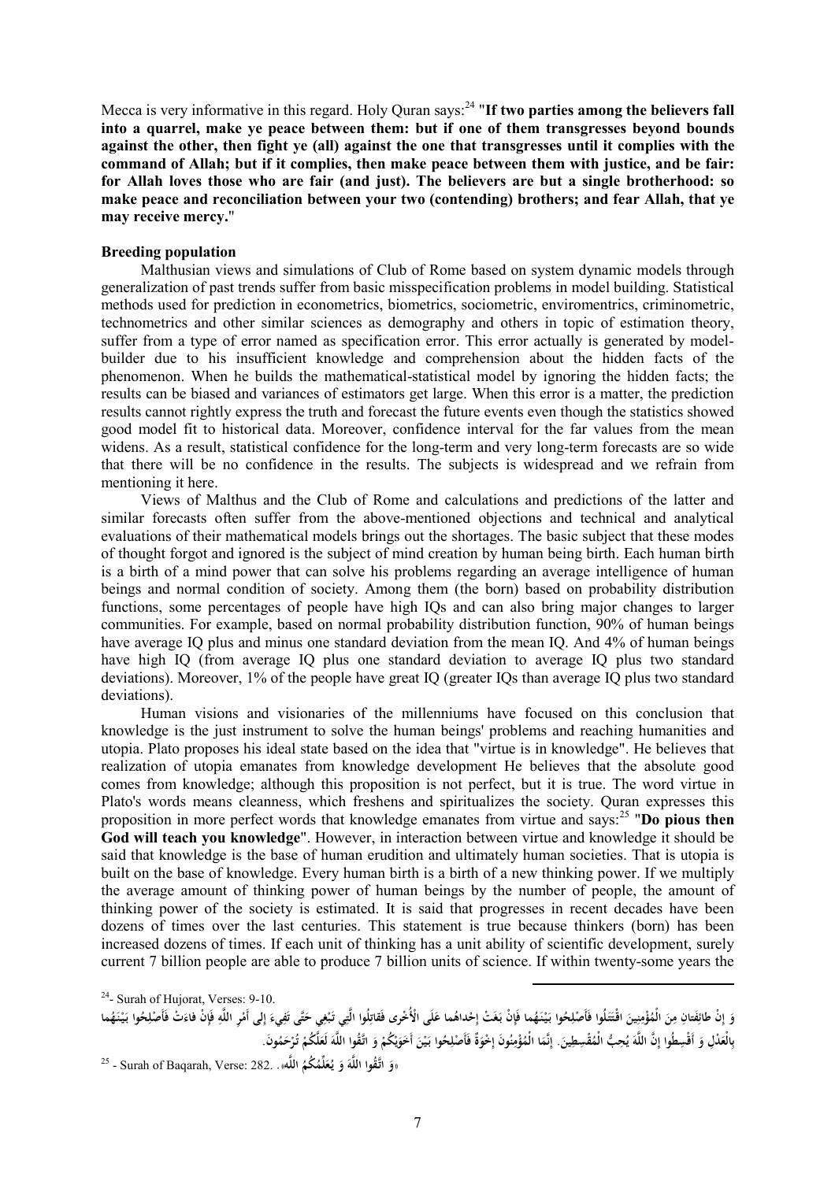Mecca is very informative in this regard. Holy Quran says:[24] "**If two parties among the believers fall into a quarrel, make ye peace between them: but if one of them transgresses beyond bounds against the other, then fight ye (all) against the one that transgresses until it complies with the command of Allah; but if it complies, then make peace between them with justice, and be fair: for Allah loves those who are fair (and just). The believers are but a single brotherhood: so make peace and reconciliation between your two (contending) brothers; and fear Allah, that ye may receive mercy.**"

**Breeding population**

Malthusian views and simulations of Club of Rome based on system dynamic models through generalization of past trends suffer from basic misspecification problems in model building. Statistical methods used for prediction in econometrics, biometrics, sociometric, enviromentrics, criminometric, technometrics and other similar sciences as demography and others in topic of estimation theory, suffer from a type of error named as specification error. This error actually is generated by model-builder due to his insufficient knowledge and comprehension about the hidden facts of the phenomenon. When he builds the mathematical-statistical model by ignoring the hidden facts; the results can be biased and variances of estimators get large. When this error is a matter, the prediction results cannot rightly express the truth and forecast the future events even though the statistics showed good model fit to historical data. Moreover, confidence interval for the far values from the mean widens. As a result, statistical confidence for the long-term and very long-term forecasts are so wide that there will be no confidence in the results. The subjects is widespread and we refrain from mentioning it here.

Views of Malthus and the Club of Rome and calculations and predictions of the latter and similar forecasts often suffer from the above-mentioned objections and technical and analytical evaluations of their mathematical models brings out the shortages. The basic subject that these modes of thought forgot and ignored is the subject of mind creation by human being birth. Each human birth is a birth of a mind power that can solve his problems regarding an average intelligence of human beings and normal condition of society. Among them (the born) based on probability distribution functions, some percentages of people have high IQs and can also bring major changes to larger communities. For example, based on normal probability distribution function, 90% of human beings have average IQ plus and minus one standard deviation from the mean IQ. And 4% of human beings have high IQ (from average IQ plus one standard deviation to average IQ plus two standard deviations). Moreover, 1% of the people have great IQ (greater IQs than average IQ plus two standard deviations).

Human visions and visionaries of the millenniums have focused on this conclusion that knowledge is the just instrument to solve the human beings' problems and reaching humanities and utopia. Plato proposes his ideal state based on the idea that "virtue is in knowledge". He believes that realization of utopia emanates from knowledge development He believes that the absolute good comes from knowledge; although this proposition is not perfect, but it is true. The word virtue in Plato's words means cleanness, which freshens and spiritualizes the society. Quran expresses this proposition in more perfect words that knowledge emanates from virtue and says:[25] "**Do pious then God will teach you knowledge**". However, in interaction between virtue and knowledge it should be said that knowledge is the base of human erudition and ultimately human societies. That is utopia is built on the base of knowledge. Every human birth is a birth of a new thinking power. If we multiply the average amount of thinking power of human beings by the number of people, the amount of thinking power of the society is estimated. It is said that progresses in recent decades have been dozens of times over the last centuries. This statement is true because thinkers (born) has been increased dozens of times. If each unit of thinking has a unit ability of scientific development, surely current 7 billion people are able to produce 7 billion units of science. If within twenty-some years the

---

[24]- Surah of Hujorat, Verses: 9-10.

وَ إِنْ طائِفَتانِ مِنَ الْمُؤْمِنِينَ اقْتَتَلُوا فَأَصْلِحُوا بَيْنَهُما فَإِنْ بَغَتْ إِحْداهُما عَلَى الْأُخْرى فَقاتِلُوا الَّتِي تَبْغِي حَتَّى تَفِيءَ إِلى أَمْرِ اللَّهِ فَإِنْ فاءَتْ فَأَصْلِحُوا بَيْنَهُما بِالْعَدْلِ وَ أَقْسِطُوا إِنَّ اللَّهَ يُحِبُّ الْمُقْسِطِينَ. إِنَّمَا الْمُؤْمِنُونَ إِخْوَةٌ فَأَصْلِحُوا بَيْنَ أَخَوَيْكُمْ وَ اتَّقُوا اللَّهَ لَعَلَّكُمْ تُرْحَمُونَ.

[25] - Surah of Baqarah, Verse: 282. . «وَ اتَّقُوا اللَّهَ وَ يُعَلِّمُكُمُ اللَّهُ»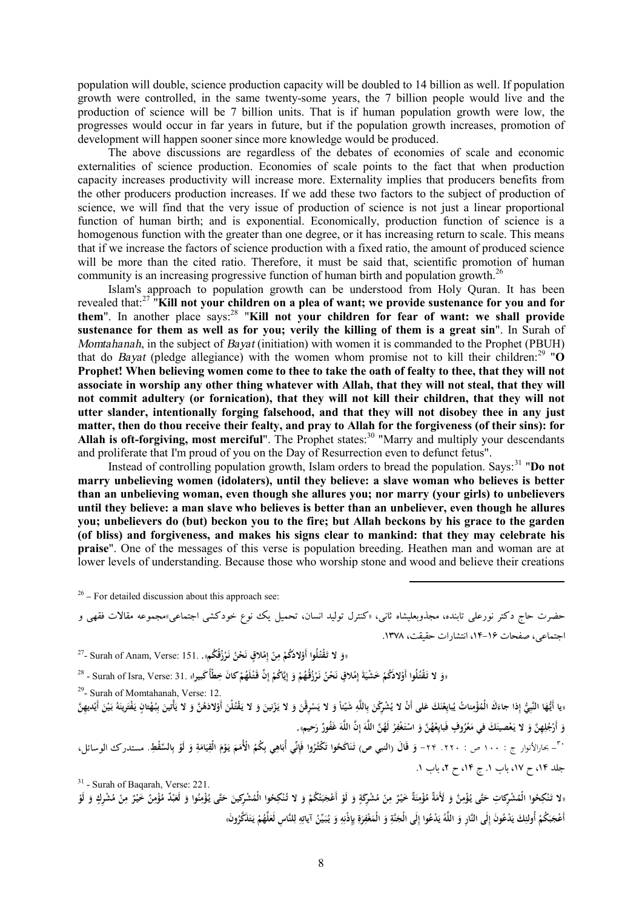population will double, science production capacity will be doubled to 14 billion as well. If population growth were controlled, in the same twenty-some years, the 7 billion people would live and the production of science will be 7 billion units. That is if human population growth were low, the progresses would occur in far years in future, but if the population growth increases, promotion of development will happen sooner since more knowledge would be produced.

The above discussions are regardless of the debates of economies of scale and economic externalities of science production. Economies of scale points to the fact that when production capacity increases productivity will increase more. Externality implies that producers benefits from the other producers production increases. If we add these two factors to the subject of production of science, we will find that the very issue of production of science is not just a linear proportional function of human birth; and is exponential. Economically, production function of science is a homogenous function with the greater than one degree, or it has increasing return to scale. This means that if we increase the factors of science production with a fixed ratio, the amount of produced science will be more than the cited ratio. Therefore, it must be said that, scientific promotion of human community is an increasing progressive function of human birth and population growth.[26]

Islam's approach to population growth can be understood from Holy Quran. It has been revealed that:[27] "**Kill not your children on a plea of want; we provide sustenance for you and for them**". In another place says:[28] "**Kill not your children for fear of want: we shall provide sustenance for them as well as for you; verily the killing of them is a great sin**". In Surah of *Momtahanah*, in the subject of *Bayat* (initiation) with women it is commanded to the Prophet (PBUH) that do *Bayat* (pledge allegiance) with the women whom promise not to kill their children:[29] "**O Prophet! When believing women come to thee to take the oath of fealty to thee, that they will not associate in worship any other thing whatever with Allah, that they will not steal, that they will not commit adultery (or fornication), that they will not kill their children, that they will not utter slander, intentionally forging falsehood, and that they will not disobey thee in any just matter, then do thou receive their fealty, and pray to Allah for the forgiveness (of their sins): for Allah is oft-forgiving, most merciful**". The Prophet states:[30] "Marry and multiply your descendants and proliferate that I'm proud of you on the Day of Resurrection even to defunct fetus".

Instead of controlling population growth, Islam orders to bread the population. Says:[31] "**Do not marry unbelieving women (idolaters), until they believe: a slave woman who believes is better than an unbelieving woman, even though she allures you; nor marry (your girls) to unbelievers until they believe: a man slave who believes is better than an unbeliever, even though he allures you; unbelievers do (but) beckon you to the fire; but Allah beckons by his grace to the garden (of bliss) and forgiveness, and makes his signs clear to mankind: that they may celebrate his praise**". One of the messages of this verse is population breeding. Heathen man and woman are at lower levels of understanding. Because those who worship stone and wood and believe their creations

---

[26] – For detailed discussion about this approach see:

حضرت حاج دکتر نورعلی تابنده، مجذوبعلیشاه ثانی، «کنترل تولید انسان، تحمیل یک نوع خودکشی اجتماعی»مجموعه مقالات فقهی و اجتماعی، صفحات ۱۶-۱۴، انتشارات حقیقت، ۱۳۷۸.

[27]- Surah of Anam, Verse: 151. «وَ لا تَقْتُلُوا أَوْلادَكُمْ مِنْ إِمْلاقٍ نَحْنُ نَرْزُقُكُمْ».

[28] - Surah of Isra, Verse: 31. «وَ لا تَقْتُلُوا أَوْلادَكُمْ خَشْيَةَ إِمْلاقٍ نَحْنُ نَرْزُقُهُمْ وَ إِيَّاكُمْ إِنَّ قَتْلَهُمْ كانَ خِطْأً كَبِيراً»

[29]- Surah of Momtahanah, Verse: 12.

«يا أَيُّهَا النَّبِيُّ إِذا جاءَكَ الْمُؤْمِناتُ يُبايِعْنَكَ عَلى أَنْ لا يُشْرِكْنَ بِاللَّهِ شَيْئاً وَ لا يَسْرِقْنَ وَ لا يَزْنِينَ وَ لا يَقْتُلْنَ أَوْلادَهُنَّ وَ لا يَأْتِينَ بِبُهْتانٍ يَفْتَرِينَهُ بَيْنَ أَيْدِيهِنَّ وَ أَرْجُلِهِنَّ وَ لا يَعْصِينَكَ فِي مَعْرُوفٍ فَبايِعْهُنَّ وَ اسْتَغْفِرْ لَهُنَّ اللَّهَ إِنَّ اللَّهَ غَفُورٌ رَحِيمٌ».

[30]- بحارالأنوار ج : ۱۰۰ ص : ۲۲۰. ۲۴- وَ قَالَ (النبی ص) تَنَاكَحُوا تَكْثُرُوا فَإِنِّي أُبَاهِي بِكُمُ الْأُمَمَ يَوْمَ الْقِيَامَةِ وَ لَوْ بِالسِّقْطِ. مستدرک الوسائل، جلد ۱۴، ح ۱۷، باب ۱. ج ۱۴، ح ۲، باب ۱.

[31] - Surah of Baqarah, Verse: 221.

«لا تَنْكِحُوا الْمُشْرِكاتِ حَتَّى يُؤْمِنَّ وَ لَأَمَةٌ مُؤْمِنَةٌ خَيْرٌ مِنْ مُشْرِكَةٍ وَ لَوْ أَعْجَبَتْكُمْ وَ لا تُنْكِحُوا الْمُشْرِكِينَ حَتَّى يُؤْمِنُوا وَ لَعَبْدٌ مُؤْمِنٌ خَيْرٌ مِنْ مُشْرِكٍ وَ لَوْ أَعْجَبَكُمْ أُولئِكَ يَدْعُونَ إِلَى النَّارِ وَ اللَّهُ يَدْعُوا إِلَى الْجَنَّةِ وَ الْمَغْفِرَةِ بِإِذْنِهِ وَ يُبَيِّنُ آياتِهِ لِلنَّاسِ لَعَلَّهُمْ يَتَذَكَّرُونَ»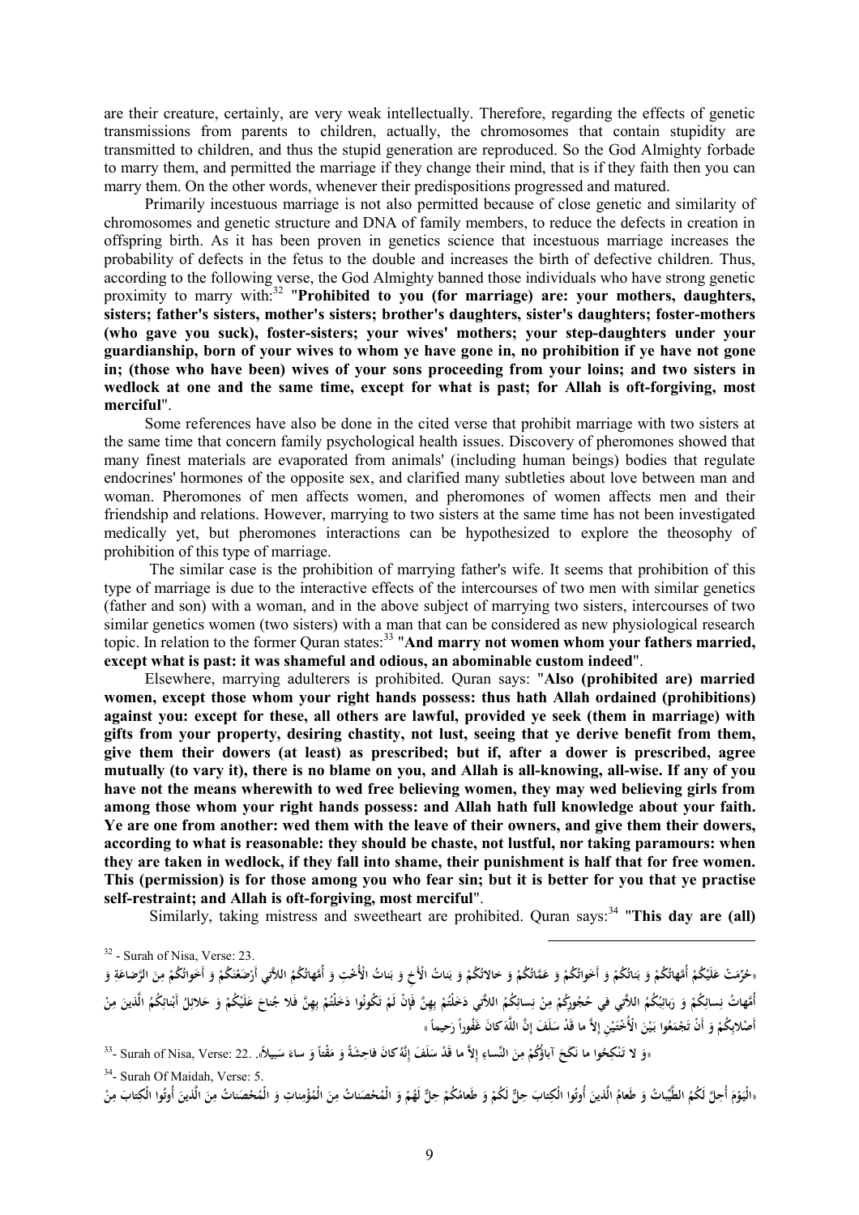are their creature, certainly, are very weak intellectually. Therefore, regarding the effects of genetic transmissions from parents to children, actually, the chromosomes that contain stupidity are transmitted to children, and thus the stupid generation are reproduced. So the God Almighty forbade to marry them, and permitted the marriage if they change their mind, that is if they faith then you can marry them. On the other words, whenever their predispositions progressed and matured.

Primarily incestuous marriage is not also permitted because of close genetic and similarity of chromosomes and genetic structure and DNA of family members, to reduce the defects in creation in offspring birth. As it has been proven in genetics science that incestuous marriage increases the probability of defects in the fetus to the double and increases the birth of defective children. Thus, according to the following verse, the God Almighty banned those individuals who have strong genetic proximity to marry with:[32] "**Prohibited to you (for marriage) are: your mothers, daughters, sisters; father's sisters, mother's sisters; brother's daughters, sister's daughters; foster-mothers (who gave you suck), foster-sisters; your wives' mothers; your step-daughters under your guardianship, born of your wives to whom ye have gone in, no prohibition if ye have not gone in; (those who have been) wives of your sons proceeding from your loins; and two sisters in wedlock at one and the same time, except for what is past; for Allah is oft-forgiving, most merciful**".

Some references have also be done in the cited verse that prohibit marriage with two sisters at the same time that concern family psychological health issues. Discovery of pheromones showed that many finest materials are evaporated from animals' (including human beings) bodies that regulate endocrines' hormones of the opposite sex, and clarified many subtleties about love between man and woman. Pheromones of men affects women, and pheromones of women affects men and their friendship and relations. However, marrying to two sisters at the same time has not been investigated medically yet, but pheromones interactions can be hypothesized to explore the theosophy of prohibition of this type of marriage.

The similar case is the prohibition of marrying father's wife. It seems that prohibition of this type of marriage is due to the interactive effects of the intercourses of two men with similar genetics (father and son) with a woman, and in the above subject of marrying two sisters, intercourses of two similar genetics women (two sisters) with a man that can be considered as new physiological research topic. In relation to the former Quran states:[33] "**And marry not women whom your fathers married, except what is past: it was shameful and odious, an abominable custom indeed**".

Elsewhere, marrying adulterers is prohibited. Quran says: "**Also (prohibited are) married women, except those whom your right hands possess: thus hath Allah ordained (prohibitions) against you: except for these, all others are lawful, provided ye seek (them in marriage) with gifts from your property, desiring chastity, not lust, seeing that ye derive benefit from them, give them their dowers (at least) as prescribed; but if, after a dower is prescribed, agree mutually (to vary it), there is no blame on you, and Allah is all-knowing, all-wise. If any of you have not the means wherewith to wed free believing women, they may wed believing girls from among those whom your right hands possess: and Allah hath full knowledge about your faith. Ye are one from another: wed them with the leave of their owners, and give them their dowers, according to what is reasonable: they should be chaste, not lustful, nor taking paramours: when they are taken in wedlock, if they fall into shame, their punishment is half that for free women. This (permission) is for those among you who fear sin; but it is better for you that ye practise self-restraint; and Allah is oft-forgiving, most merciful**".

Similarly, taking mistress and sweetheart are prohibited. Quran says:[34] "**This day are (all)**

---

[32] - Surah of Nisa, Verse: 23.

«حُرِّمَتْ عَلَيْكُمْ أُمَّهاتُكُمْ وَ بَناتُكُمْ وَ أَخَواتُكُمْ وَ عَمَّاتُكُمْ وَ خالاتُكُمْ وَ بَناتُ الْأَخِ وَ بَناتُ الْأُخْتِ وَ أُمَّهاتُكُمُ اللاَّتِي أَرْضَعْنَكُمْ وَ أَخَواتُكُمْ مِنَ الرَّضاعَةِ وَ أُمَّهاتُ نِسائِكُمْ وَ رَبائِبُكُمُ اللاَّتِي في‏ حُجُورِكُمْ مِنْ نِسائِكُمُ اللاَّتِي دَخَلْتُمْ بِهِنَّ فَإِنْ لَمْ تَكُونُوا دَخَلْتُمْ بِهِنَّ فَلا جُناحَ عَلَيْكُمْ وَ حَلائِلُ أَبْنائِكُمُ الَّذينَ مِنْ أَصْلابِكُمْ وَ أَنْ تَجْمَعُوا بَيْنَ الْأُخْتَيْنِ إِلاَّ ما قَدْ سَلَفَ إِنَّ اللَّهَ كانَ غَفُوراً رَحيماً»

[33]- Surah of Nisa, Verse: 22. «وَ لا تَنْكِحُوا ما نَكَحَ آباؤُكُمْ مِنَ النِّساءِ إِلاَّ ما قَدْ سَلَفَ إِنَّهُ كانَ فاحِشَةً وَ مَقْتاً وَ ساءَ سَبيلاً».

[34]- Surah Of Maidah, Verse: 5.

«الْيَوْمَ أُحِلَّ لَكُمُ الطَّيِّباتُ وَ طَعامُ الَّذينَ أُوتُوا الْكِتابَ حِلٌّ لَكُمْ وَ طَعامُكُمْ حِلٌّ لَهُمْ وَ الْمُحْصَناتُ مِنَ الْمُؤْمِناتِ وَ الْمُحْصَناتُ مِنَ الَّذينَ أُوتُوا الْكِتابَ مِنْ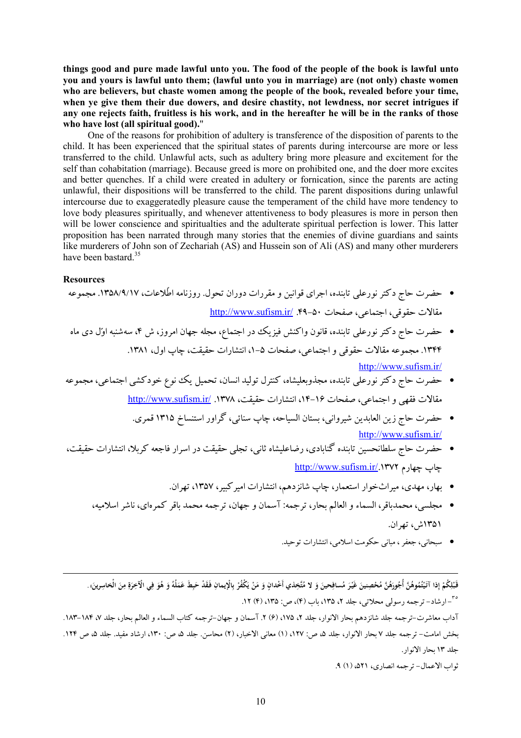**things good and pure made lawful unto you. The food of the people of the book is lawful unto you and yours is lawful unto them; (lawful unto you in marriage) are (not only) chaste women who are believers, but chaste women among the people of the book, revealed before your time, when ye give them their due dowers, and desire chastity, not lewdness, nor secret intrigues if any one rejects faith, fruitless is his work, and in the hereafter he will be in the ranks of those who have lost (all spiritual good)."**

One of the reasons for prohibition of adultery is transference of the disposition of parents to the child. It has been experienced that the spiritual states of parents during intercourse are more or less transferred to the child. Unlawful acts, such as adultery bring more pleasure and excitement for the self than cohabitation (marriage). Because greed is more on prohibited one, and the doer more excites and better quenches. If a child were created in adultery or fornication, since the parents are acting unlawful, their dispositions will be transferred to the child. The parent dispositions during unlawful intercourse due to exaggeratedly pleasure cause the temperament of the child have more tendency to love body pleasures spiritually, and whenever attentiveness to body pleasures is more in person then will be lower conscience and spiritualties and the adulterate spiritual perfection is lower. This latter proposition has been narrated through many stories that the enemies of divine guardians and saints like murderers of John son of Zechariah (AS) and Hussein son of Ali (AS) and many other murderers have been bastard.[35]

**Resources**

- حضرت حاج دکتر نورعلی تابنده، اجرای قوانین و مقررات دوران تحول. روزنامه اطّلاعات، ۱۳۵۸/۹/۱۷. مجموعه مقالات حقوقی، اجتماعی، صفحات ۵۰-۴۹. http://www.sufism.ir/
- حضرت حاج دکتر نورعلی تابنده، قانون واکنش فیزیک در اجتماع، مجله جهان امروز، ش ۴، سه‌شنبه اوّل دی ماه ۱۳۴۴. مجموعه مقالات حقوقی و اجتماعی، صفحات ۵-۱، انتشارات حقیقت، چاپ اول، ۱۳۸۱. http://www.sufism.ir/
- حضرت حاج دکتر نورعلی تابنده، مجذوبعلیشاه، کنترل تولید انسان، تحمیل یک نوع خودکشی اجتماعی، مجموعه مقالات فقهی و اجتماعی، صفحات ۱۶-۱۴، انتشارات حقیقت، ۱۳۷۸. http://www.sufism.ir/
- حضرت حاج زین العابدین شیروانی، بستان السیاحه، چاپ سنائی، گراور استنساخ ۱۳۱۵ قمری. http://www.sufism.ir/
- حضرت حاج سلطانحسین تابنده گنابادی، رضاعلیشاه ثانی، تجلی حقیقت در اسرار فاجعه کربلا، انتشارات حقیقت، چاپ چهارم ۱۳۷۲. http://www.sufism.ir/
- بهار، مهدی، میراث‌خوار استعمار، چاپ شانزدهم، انتشارات امیرکبیر، ۱۳۵۷، تهران.
- مجلسی، محمدباقر، السماء و العالم بحار، ترجمه: آسمان و جهان، ترجمه محمد باقر کمره‌ای، ناشر اسلامیه، ۱۳۵۱ش، تهران.
- سبحانی، جعفر ، مبانی حکومت اسلامی، انتشارات توحید.

---

قَبْلِكُمْ إِذا آتَيْتُمُوهُنَّ أُجُورَهُنَّ مُحْصِنِينَ غَيْرَ مُسافِحِينَ وَ لا مُتَّخِذِي أَخْدانٍ وَ مَنْ يَكْفُرْ بِالْإِيمانِ فَقَدْ حَبِطَ عَمَلُهُ وَ هُوَ فِي الْآخِرَةِ مِنَ الْخاسِرِينَ».

[35] – ارشاد– ترجمه رسولی محلاتی، جلد ۲، ۱۳۵، باب (۴)، ص: ۱۳۵، (۴) ۱۲.

آداب معاشرت–ترجمه جلد شانزدهم بحار الانوار، جلد ۲، ۱۷۵، (۶) ۲. آسمان و جهان–ترجمه کتاب السماء و العالم بحار، جلد ۷، ۱۸۴–۱۸۳.

بخش امامت– ترجمه جلد ۷ بحار الانوار، جلد ۵، ص: ۱۲۷، (۱) معانی الاخبار، (۲) محاسن. جلد ۵، ص: ۱۳۰، ارشاد مفید. جلد ۵، ص ۱۲۴.

جلد ۱۳ بحار الانوار.

ثواب الاعمال– ترجمه انصاری، ۵۲۱، (۱) ۹.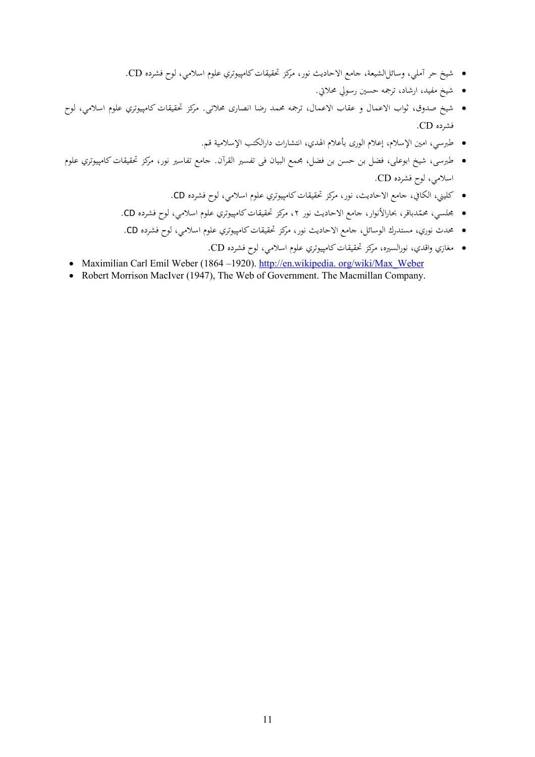- شيخ حر آملي، وسائل‌الشيعة، جامع الاحاديث نور، مركز تحقيقات كامپيوتري علوم اسلامي، لوح فشرده CD.
- شيخ مفيد، ارشاد، ترجمه حسين رسولي محلاتي.
- شيخ صدوق، ثواب الاعمال و عقاب الاعمال، ترجمه محمد رضا انصارى محلاتى. مركز تحقيقات كامپيوتري علوم اسلامي، لوح فشرده CD.
- طبرسي، امين الإسلام، إعلام الورى بأعلام الهدي، انتشارات دارالكتب الإسلامية قم.
- طبرسى، شيخ ابوعلى، فضل بن حسن بن فضل، مجمع البيان فى تفسير القرآن. جامع تفاسير نور، مركز تحقيقات كامپيوتري علوم اسلامي، لوح فشرده CD.
- كليني، الكافي، جامع الاحاديث، نور، مركز تحقيقات كامپيوتري علوم اسلامي، لوح فشرده CD.
- مجلسي، محمّدباقر، بحارالأنوار، جامع الاحاديث نور ۲، مركز تحقيقات كامپيوتري علوم اسلامي، لوح فشرده CD.
- محدث نوري، مستدرك الوسائل، جامع الاحاديث نور، مركز تحقيقات كامپيوتري علوم اسلامي، لوح فشرده CD.
- مغازي واقدي، نورالسيره، مركز تحقيقات كامپيوتري علوم اسلامي، لوح فشرده CD.
- Maximilian Carl Emil Weber (1864 –1920). http://en.wikipedia. org/wiki/Max_Weber
- Robert Morrison MacIver (1947), The Web of Government. The Macmillan Company.